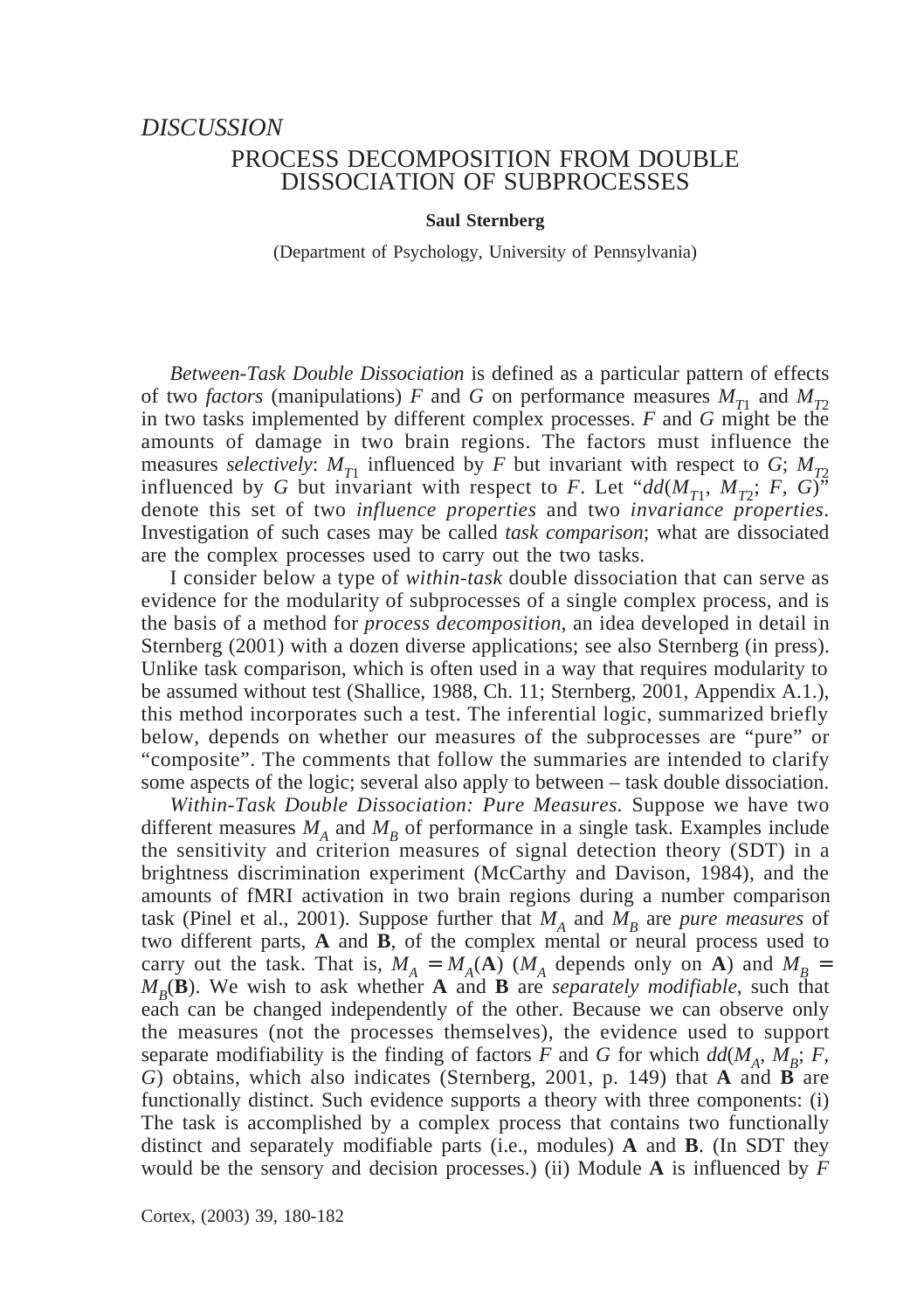*DISCUSSION*

# PROCESS DECOMPOSITION FROM DOUBLE DISSOCIATION OF SUBPROCESSES

**Saul Sternberg**

(Department of Psychology, University of Pennsylvania)

*Between-Task Double Dissociation* is defined as a particular pattern of effects of two *factors* (manipulations) $F$ and $G$ on performance measures $M_{T1}$ and $M_{T2}$ in two tasks implemented by different complex processes. $F$ and $G$ might be the amounts of damage in two brain regions. The factors must influence the measures *selectively*: $M_{T1}$ influenced by $F$ but invariant with respect to $G$; $M_{T2}$ influenced by $G$ but invariant with respect to $F$. Let "$dd(M_{T1}, M_{T2}; F, G)$" denote this set of two *influence properties* and two *invariance properties*. Investigation of such cases may be called *task comparison*; what are dissociated are the complex processes used to carry out the two tasks.

I consider below a type of *within-task* double dissociation that can serve as evidence for the modularity of subprocesses of a single complex process, and is the basis of a method for *process decomposition*, an idea developed in detail in Sternberg (2001) with a dozen diverse applications; see also Sternberg (in press). Unlike task comparison, which is often used in a way that requires modularity to be assumed without test (Shallice, 1988, Ch. 11; Sternberg, 2001, Appendix A.1.), this method incorporates such a test. The inferential logic, summarized briefly below, depends on whether our measures of the subprocesses are "pure" or "composite". The comments that follow the summaries are intended to clarify some aspects of the logic; several also apply to between – task double dissociation.

*Within-Task Double Dissociation: Pure Measures.* Suppose we have two different measures $M_A$ and $M_B$ of performance in a single task. Examples include the sensitivity and criterion measures of signal detection theory (SDT) in a brightness discrimination experiment (McCarthy and Davison, 1984), and the amounts of fMRI activation in two brain regions during a number comparison task (Pinel et al., 2001). Suppose further that $M_A$ and $M_B$ are *pure measures* of two different parts, **A** and **B**, of the complex mental or neural process used to carry out the task. That is, $M_A = M_A(\mathbf{A})$ ($M_A$ depends only on **A**) and $M_B = M_B(\mathbf{B})$. We wish to ask whether **A** and **B** are *separately modifiable*, such that each can be changed independently of the other. Because we can observe only the measures (not the processes themselves), the evidence used to support separate modifiability is the finding of factors $F$ and $G$ for which $dd(M_A, M_B; F, G)$ obtains, which also indicates (Sternberg, 2001, p. 149) that **A** and **B** are functionally distinct. Such evidence supports a theory with three components: (i) The task is accomplished by a complex process that contains two functionally distinct and separately modifiable parts (i.e., modules) **A** and **B**. (In SDT they would be the sensory and decision processes.) (ii) Module **A** is influenced by $F$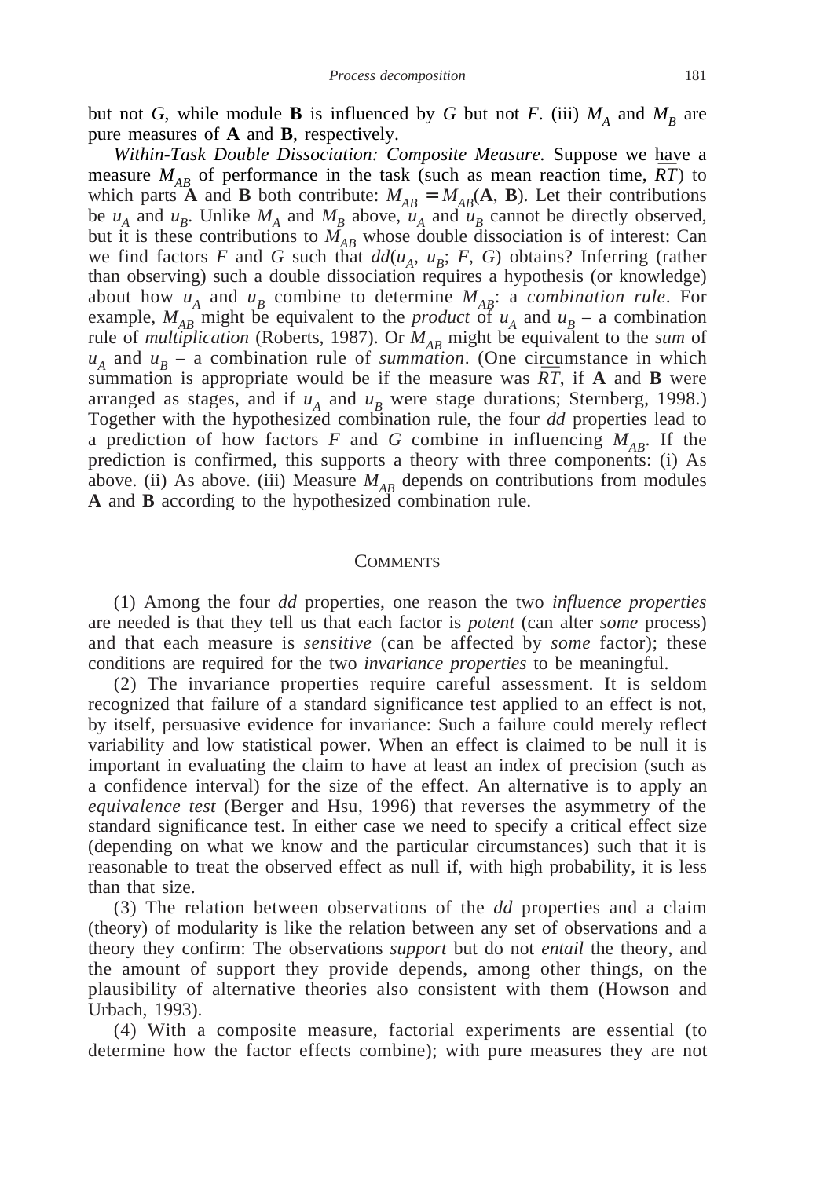but not $G$, while module **B** is influenced by $G$ but not $F$. (iii) $M_A$ and $M_B$ are pure measures of **A** and **B**, respectively.

*Within-Task Double Dissociation: Composite Measure.* Suppose we have a measure $M_{AB}$ of performance in the task (such as mean reaction time, $\overline{RT}$) to which parts **A** and **B** both contribute: $M_{AB} = M_{AB}(\mathbf{A}, \mathbf{B})$. Let their contributions be $u_A$ and $u_B$. Unlike $M_A$ and $M_B$ above, $u_A$ and $u_B$ cannot be directly observed, but it is these contributions to $M_{AB}$ whose double dissociation is of interest: Can we find factors $F$ and $G$ such that $dd(u_A, u_B; F, G)$ obtains? Inferring (rather than observing) such a double dissociation requires a hypothesis (or knowledge) about how $u_A$ and $u_B$ combine to determine $M_{AB}$: a *combination rule*. For example, $M_{AB}$ might be equivalent to the *product* of $u_A$ and $u_B$ – a combination rule of *multiplication* (Roberts, 1987). Or $M_{AB}$ might be equivalent to the *sum* of $u_A$ and $u_B$ – a combination rule of *summation*. (One circumstance in which summation is appropriate would be if the measure was $\overline{RT}$, if **A** and **B** were arranged as stages, and if $u_A$ and $u_B$ were stage durations; Sternberg, 1998.) Together with the hypothesized combination rule, the four *dd* properties lead to a prediction of how factors $F$ and $G$ combine in influencing $M_{AB}$. If the prediction is confirmed, this supports a theory with three components: (i) As above. (ii) As above. (iii) Measure $M_{AB}$ depends on contributions from modules **A** and **B** according to the hypothesized combination rule.

## Comments

(1) Among the four *dd* properties, one reason the two *influence properties* are needed is that they tell us that each factor is *potent* (can alter *some* process) and that each measure is *sensitive* (can be affected by *some* factor); these conditions are required for the two *invariance properties* to be meaningful.

(2) The invariance properties require careful assessment. It is seldom recognized that failure of a standard significance test applied to an effect is not, by itself, persuasive evidence for invariance: Such a failure could merely reflect variability and low statistical power. When an effect is claimed to be null it is important in evaluating the claim to have at least an index of precision (such as a confidence interval) for the size of the effect. An alternative is to apply an *equivalence test* (Berger and Hsu, 1996) that reverses the asymmetry of the standard significance test. In either case we need to specify a critical effect size (depending on what we know and the particular circumstances) such that it is reasonable to treat the observed effect as null if, with high probability, it is less than that size.

(3) The relation between observations of the *dd* properties and a claim (theory) of modularity is like the relation between any set of observations and a theory they confirm: The observations *support* but do not *entail* the theory, and the amount of support they provide depends, among other things, on the plausibility of alternative theories also consistent with them (Howson and Urbach, 1993).

(4) With a composite measure, factorial experiments are essential (to determine how the factor effects combine); with pure measures they are not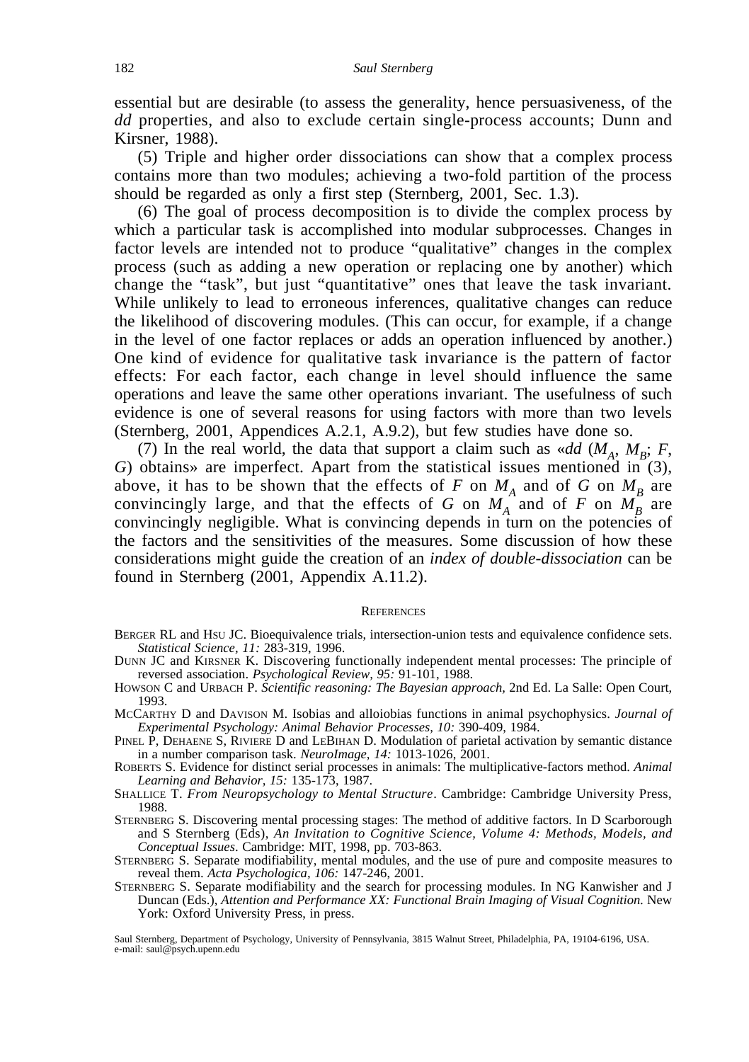essential but are desirable (to assess the generality, hence persuasiveness, of the *dd* properties, and also to exclude certain single-process accounts; Dunn and Kirsner, 1988).

(5) Triple and higher order dissociations can show that a complex process contains more than two modules; achieving a two-fold partition of the process should be regarded as only a first step (Sternberg, 2001, Sec. 1.3).

(6) The goal of process decomposition is to divide the complex process by which a particular task is accomplished into modular subprocesses. Changes in factor levels are intended not to produce "qualitative" changes in the complex process (such as adding a new operation or replacing one by another) which change the "task", but just "quantitative" ones that leave the task invariant. While unlikely to lead to erroneous inferences, qualitative changes can reduce the likelihood of discovering modules. (This can occur, for example, if a change in the level of one factor replaces or adds an operation influenced by another.) One kind of evidence for qualitative task invariance is the pattern of factor effects: For each factor, each change in level should influence the same operations and leave the same other operations invariant. The usefulness of such evidence is one of several reasons for using factors with more than two levels (Sternberg, 2001, Appendices A.2.1, A.9.2), but few studies have done so.

(7) In the real world, the data that support a claim such as «*dd* ($M_A$, $M_B$; $F$, $G$) obtains» are imperfect. Apart from the statistical issues mentioned in (3), above, it has to be shown that the effects of $F$ on $M_A$ and of $G$ on $M_B$ are convincingly large, and that the effects of $G$ on $M_A$ and of $F$ on $M_B$ are convincingly negligible. What is convincing depends in turn on the potencies of the factors and the sensitivities of the measures. Some discussion of how these considerations might guide the creation of an *index of double-dissociation* can be found in Sternberg (2001, Appendix A.11.2).

## References

Berger RL and Hsu JC. Bioequivalence trials, intersection-union tests and equivalence confidence sets. *Statistical Science, 11:* 283-319, 1996.

Dunn JC and Kirsner K. Discovering functionally independent mental processes: The principle of reversed association. *Psychological Review, 95:* 91-101, 1988.

Howson C and Urbach P. *Scientific reasoning: The Bayesian approach,* 2nd Ed. La Salle: Open Court, 1993.

McCarthy D and Davison M. Isobias and alloiobias functions in animal psychophysics. *Journal of Experimental Psychology: Animal Behavior Processes, 10:* 390-409, 1984.

Pinel P, Dehaene S, Riviere D and LeBihan D. Modulation of parietal activation by semantic distance in a number comparison task. *NeuroImage, 14:* 1013-1026, 2001.

Roberts S. Evidence for distinct serial processes in animals: The multiplicative-factors method. *Animal Learning and Behavior, 15:* 135-173, 1987.

Shallice T. *From Neuropsychology to Mental Structure*. Cambridge: Cambridge University Press, 1988.

Sternberg S. Discovering mental processing stages: The method of additive factors. In D Scarborough and S Sternberg (Eds), *An Invitation to Cognitive Science, Volume 4: Methods, Models, and Conceptual Issues*. Cambridge: MIT, 1998, pp. 703-863.

Sternberg S. Separate modifiability, mental modules, and the use of pure and composite measures to reveal them. *Acta Psychologica, 106:* 147-246, 2001.

Sternberg S. Separate modifiability and the search for processing modules. In NG Kanwisher and J Duncan (Eds.), *Attention and Performance XX: Functional Brain Imaging of Visual Cognition.* New York: Oxford University Press, in press.

Saul Sternberg, Department of Psychology, University of Pennsylvania, 3815 Walnut Street, Philadelphia, PA, 19104-6196, USA. e-mail: saul@psych.upenn.edu